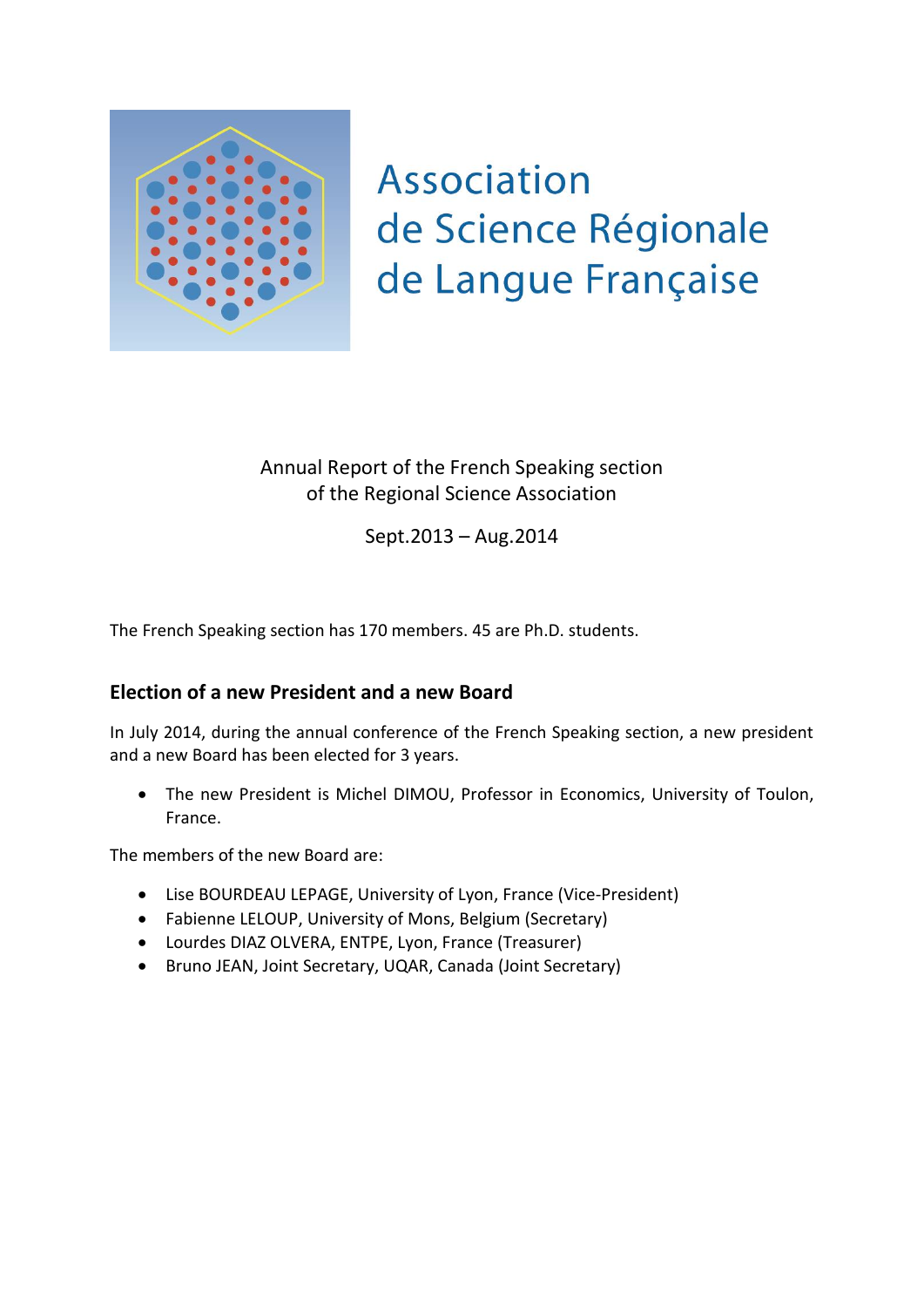# Association de Science Régionale de Langue Française

Annual Report of the French Speaking section
of the Regional Science Association

Sept.2013 – Aug.2014

The French Speaking section has 170 members. 45 are Ph.D. students.

## Election of a new President and a new Board

In July 2014, during the annual conference of the French Speaking section, a new president and a new Board has been elected for 3 years.

- The new President is Michel DIMOU, Professor in Economics, University of Toulon, France.

The members of the new Board are:

- Lise BOURDEAU LEPAGE, University of Lyon, France (Vice-President)
- Fabienne LELOUP, University of Mons, Belgium (Secretary)
- Lourdes DIAZ OLVERA, ENTPE, Lyon, France (Treasurer)
- Bruno JEAN, Joint Secretary, UQAR, Canada (Joint Secretary)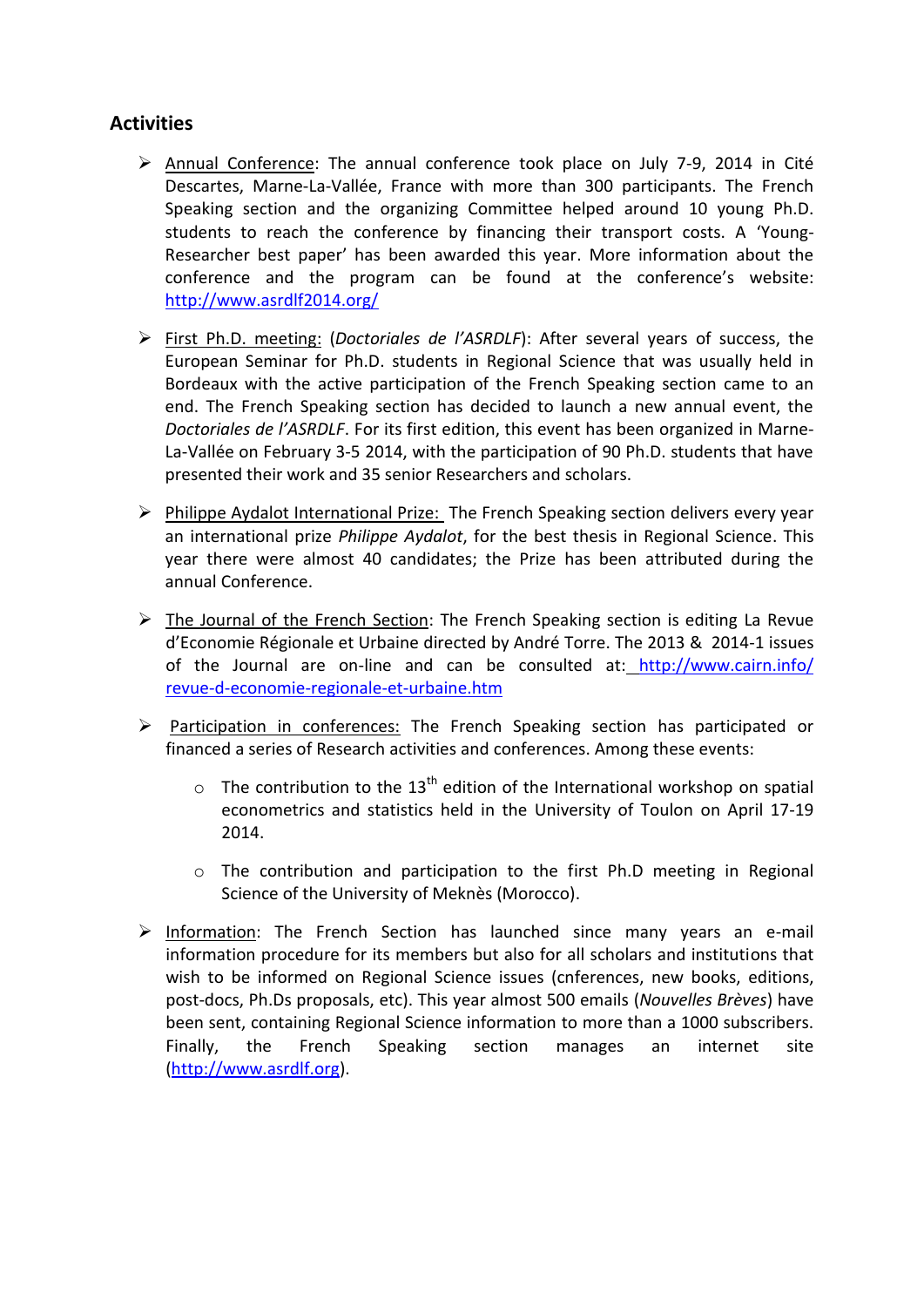## Activities

- Annual Conference: The annual conference took place on July 7-9, 2014 in Cité Descartes, Marne-La-Vallée, France with more than 300 participants. The French Speaking section and the organizing Committee helped around 10 young Ph.D. students to reach the conference by financing their transport costs. A 'Young-Researcher best paper' has been awarded this year. More information about the conference and the program can be found at the conference's website: http://www.asrdlf2014.org/

- First Ph.D. meeting: (*Doctoriales de l'ASRDLF*): After several years of success, the European Seminar for Ph.D. students in Regional Science that was usually held in Bordeaux with the active participation of the French Speaking section came to an end. The French Speaking section has decided to launch a new annual event, the *Doctoriales de l'ASRDLF*. For its first edition, this event has been organized in Marne-La-Vallée on February 3-5 2014, with the participation of 90 Ph.D. students that have presented their work and 35 senior Researchers and scholars.

- Philippe Aydalot International Prize: The French Speaking section delivers every year an international prize *Philippe Aydalot*, for the best thesis in Regional Science. This year there were almost 40 candidates; the Prize has been attributed during the annual Conference.

- The Journal of the French Section: The French Speaking section is editing La Revue d'Economie Régionale et Urbaine directed by André Torre. The 2013 & 2014-1 issues of the Journal are on-line and can be consulted at: http://www.cairn.info/revue-d-economie-regionale-et-urbaine.htm

- Participation in conferences: The French Speaking section has participated or financed a series of Research activities and conferences. Among these events:
  - The contribution to the 13th edition of the International workshop on spatial econometrics and statistics held in the University of Toulon on April 17-19 2014.
  - The contribution and participation to the first Ph.D meeting in Regional Science of the University of Meknès (Morocco).

- Information: The French Section has launched since many years an e-mail information procedure for its members but also for all scholars and institutions that wish to be informed on Regional Science issues (cnferences, new books, editions, post-docs, Ph.Ds proposals, etc). This year almost 500 emails (*Nouvelles Brèves*) have been sent, containing Regional Science information to more than a 1000 subscribers. Finally, the French Speaking section manages an internet site (http://www.asrdlf.org).